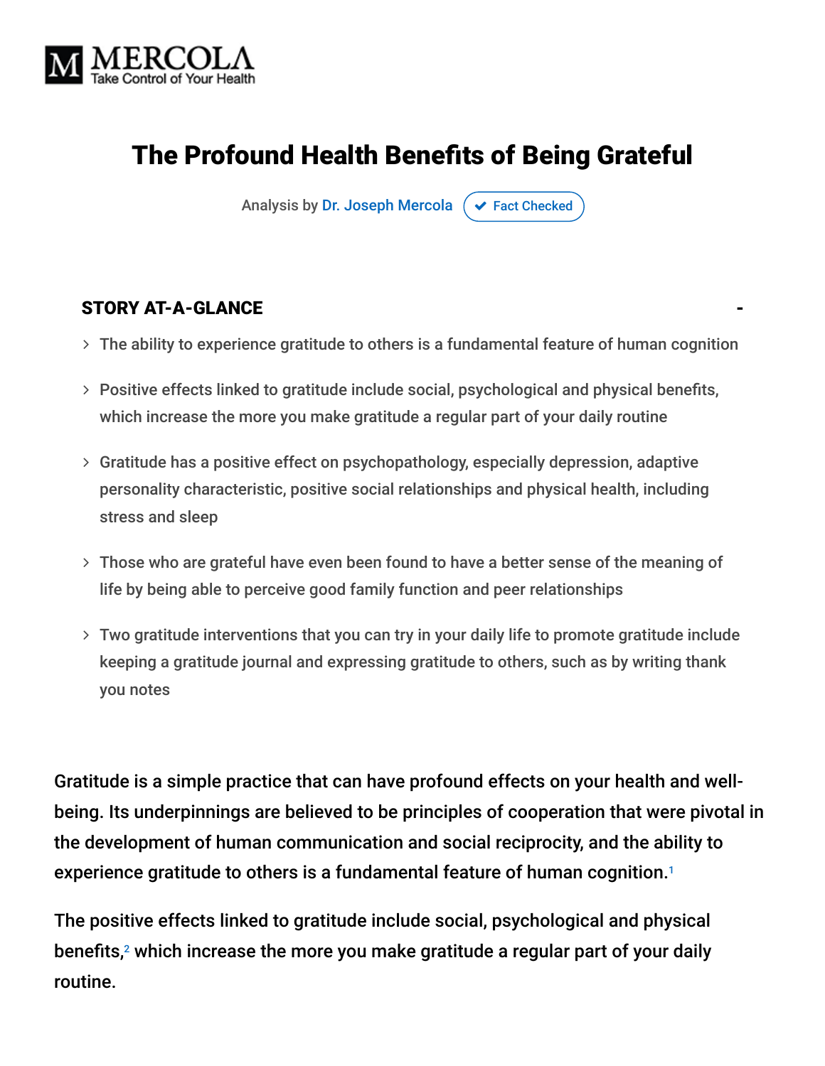MERCOLA
Take Control of Your Health

# The Profound Health Benefits of Being Grateful

Analysis by Dr. Joseph Mercola ✔ Fact Checked

## STORY AT-A-GLANCE

- The ability to experience gratitude to others is a fundamental feature of human cognition
- Positive effects linked to gratitude include social, psychological and physical benefits, which increase the more you make gratitude a regular part of your daily routine
- Gratitude has a positive effect on psychopathology, especially depression, adaptive personality characteristic, positive social relationships and physical health, including stress and sleep
- Those who are grateful have even been found to have a better sense of the meaning of life by being able to perceive good family function and peer relationships
- Two gratitude interventions that you can try in your daily life to promote gratitude include keeping a gratitude journal and expressing gratitude to others, such as by writing thank you notes

Gratitude is a simple practice that can have profound effects on your health and well-being. Its underpinnings are believed to be principles of cooperation that were pivotal in the development of human communication and social reciprocity, and the ability to experience gratitude to others is a fundamental feature of human cognition.[1]

The positive effects linked to gratitude include social, psychological and physical benefits,[2] which increase the more you make gratitude a regular part of your daily routine.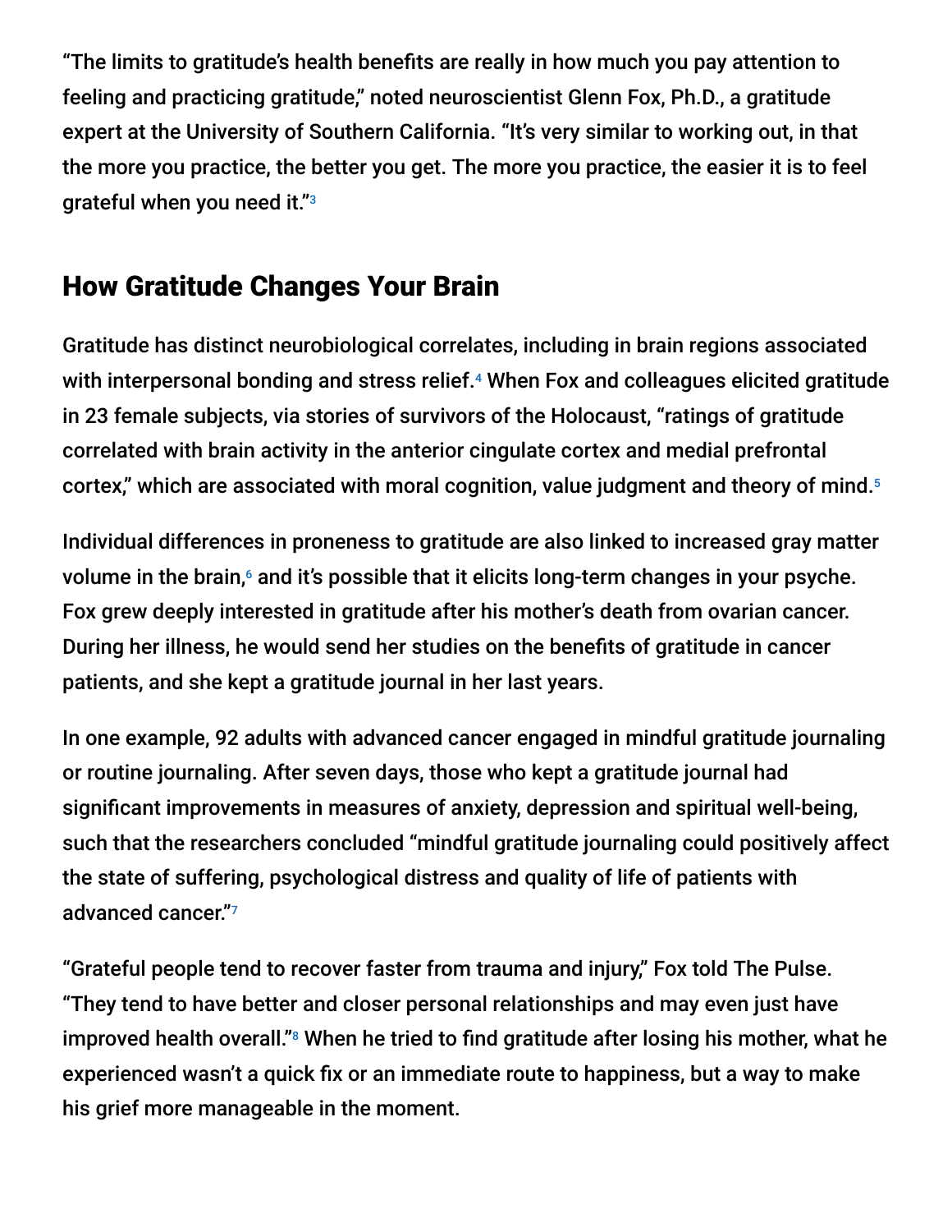"The limits to gratitude's health benefits are really in how much you pay attention to feeling and practicing gratitude," noted neuroscientist Glenn Fox, Ph.D., a gratitude expert at the University of Southern California. "It's very similar to working out, in that the more you practice, the better you get. The more you practice, the easier it is to feel grateful when you need it."[3]

## How Gratitude Changes Your Brain

Gratitude has distinct neurobiological correlates, including in brain regions associated with interpersonal bonding and stress relief.[4] When Fox and colleagues elicited gratitude in 23 female subjects, via stories of survivors of the Holocaust, "ratings of gratitude correlated with brain activity in the anterior cingulate cortex and medial prefrontal cortex," which are associated with moral cognition, value judgment and theory of mind.[5]

Individual differences in proneness to gratitude are also linked to increased gray matter volume in the brain,[6] and it's possible that it elicits long-term changes in your psyche. Fox grew deeply interested in gratitude after his mother's death from ovarian cancer. During her illness, he would send her studies on the benefits of gratitude in cancer patients, and she kept a gratitude journal in her last years.

In one example, 92 adults with advanced cancer engaged in mindful gratitude journaling or routine journaling. After seven days, those who kept a gratitude journal had significant improvements in measures of anxiety, depression and spiritual well-being, such that the researchers concluded "mindful gratitude journaling could positively affect the state of suffering, psychological distress and quality of life of patients with advanced cancer."[7]

"Grateful people tend to recover faster from trauma and injury," Fox told The Pulse. "They tend to have better and closer personal relationships and may even just have improved health overall."[8] When he tried to find gratitude after losing his mother, what he experienced wasn't a quick fix or an immediate route to happiness, but a way to make his grief more manageable in the moment.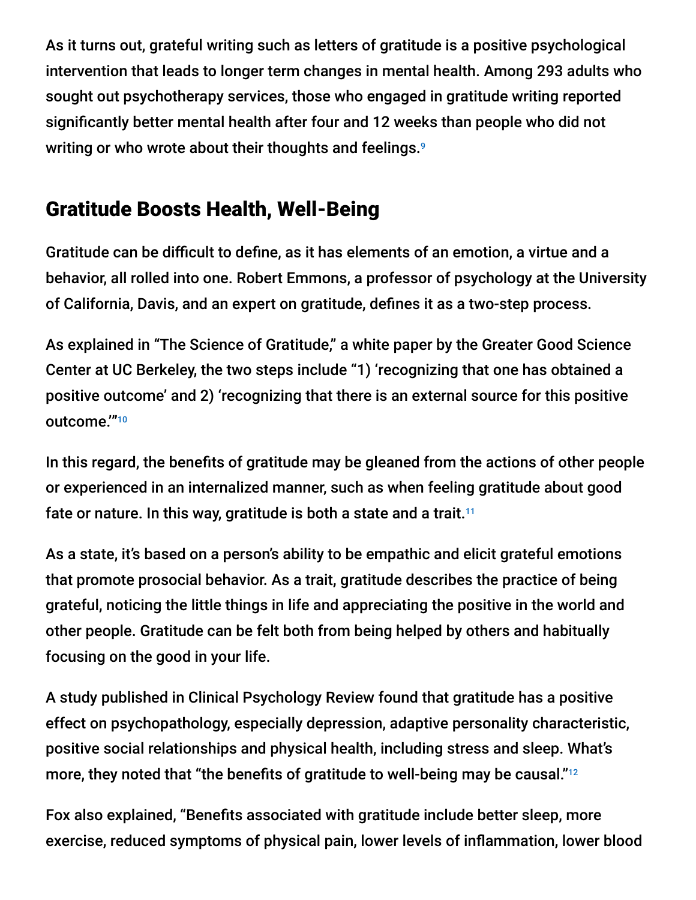As it turns out, grateful writing such as letters of gratitude is a positive psychological intervention that leads to longer term changes in mental health. Among 293 adults who sought out psychotherapy services, those who engaged in gratitude writing reported significantly better mental health after four and 12 weeks than people who did not writing or who wrote about their thoughts and feelings.[9]

## Gratitude Boosts Health, Well-Being

Gratitude can be difficult to define, as it has elements of an emotion, a virtue and a behavior, all rolled into one. Robert Emmons, a professor of psychology at the University of California, Davis, and an expert on gratitude, defines it as a two-step process.

As explained in "The Science of Gratitude," a white paper by the Greater Good Science Center at UC Berkeley, the two steps include "1) 'recognizing that one has obtained a positive outcome' and 2) 'recognizing that there is an external source for this positive outcome.'"[10]

In this regard, the benefits of gratitude may be gleaned from the actions of other people or experienced in an internalized manner, such as when feeling gratitude about good fate or nature. In this way, gratitude is both a state and a trait.[11]

As a state, it's based on a person's ability to be empathic and elicit grateful emotions that promote prosocial behavior. As a trait, gratitude describes the practice of being grateful, noticing the little things in life and appreciating the positive in the world and other people. Gratitude can be felt both from being helped by others and habitually focusing on the good in your life.

A study published in Clinical Psychology Review found that gratitude has a positive effect on psychopathology, especially depression, adaptive personality characteristic, positive social relationships and physical health, including stress and sleep. What's more, they noted that "the benefits of gratitude to well-being may be causal."[12]

Fox also explained, "Benefits associated with gratitude include better sleep, more exercise, reduced symptoms of physical pain, lower levels of inflammation, lower blood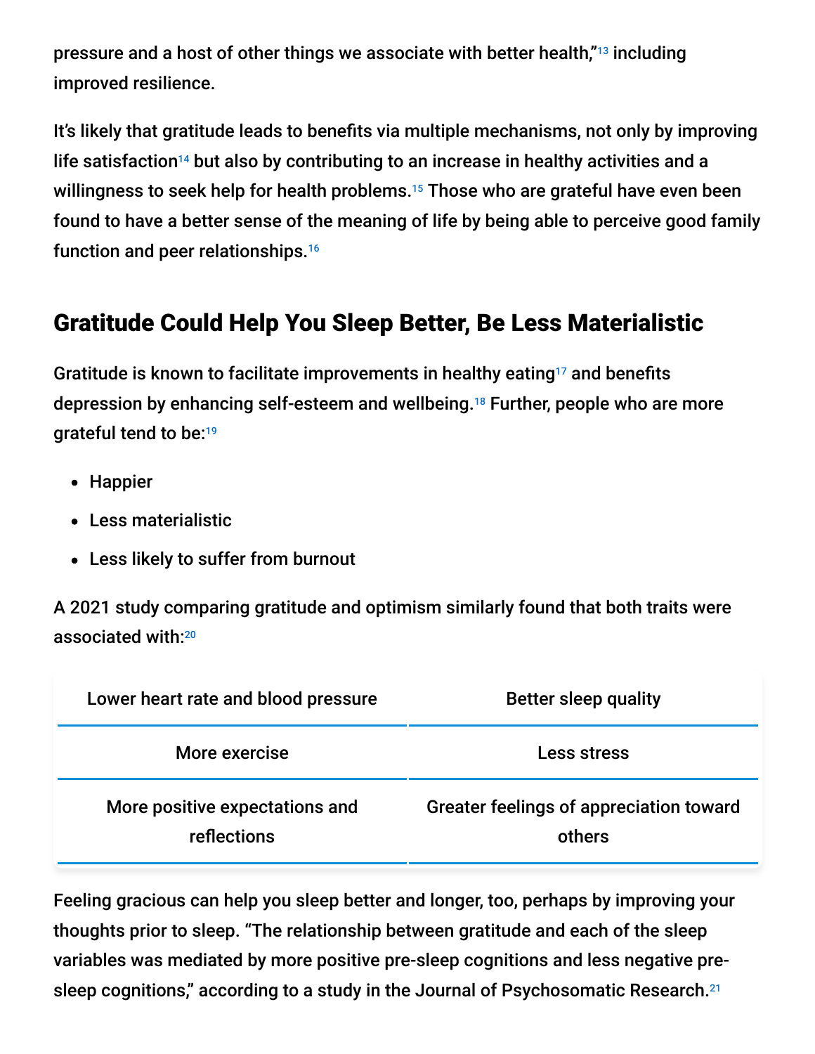pressure and a host of other things we associate with better health,"[13] including improved resilience.

It's likely that gratitude leads to benefits via multiple mechanisms, not only by improving life satisfaction[14] but also by contributing to an increase in healthy activities and a willingness to seek help for health problems.[15] Those who are grateful have even been found to have a better sense of the meaning of life by being able to perceive good family function and peer relationships.[16]

## Gratitude Could Help You Sleep Better, Be Less Materialistic

Gratitude is known to facilitate improvements in healthy eating[17] and benefits depression by enhancing self-esteem and wellbeing.[18] Further, people who are more grateful tend to be:[19]

- Happier
- Less materialistic
- Less likely to suffer from burnout

A 2021 study comparing gratitude and optimism similarly found that both traits were associated with:[20]

| Lower heart rate and blood pressure | Better sleep quality |
| --- | --- |
| More exercise | Less stress |
| More positive expectations and reflections | Greater feelings of appreciation toward others |

Feeling gracious can help you sleep better and longer, too, perhaps by improving your thoughts prior to sleep. "The relationship between gratitude and each of the sleep variables was mediated by more positive pre-sleep cognitions and less negative pre-sleep cognitions," according to a study in the Journal of Psychosomatic Research.[21]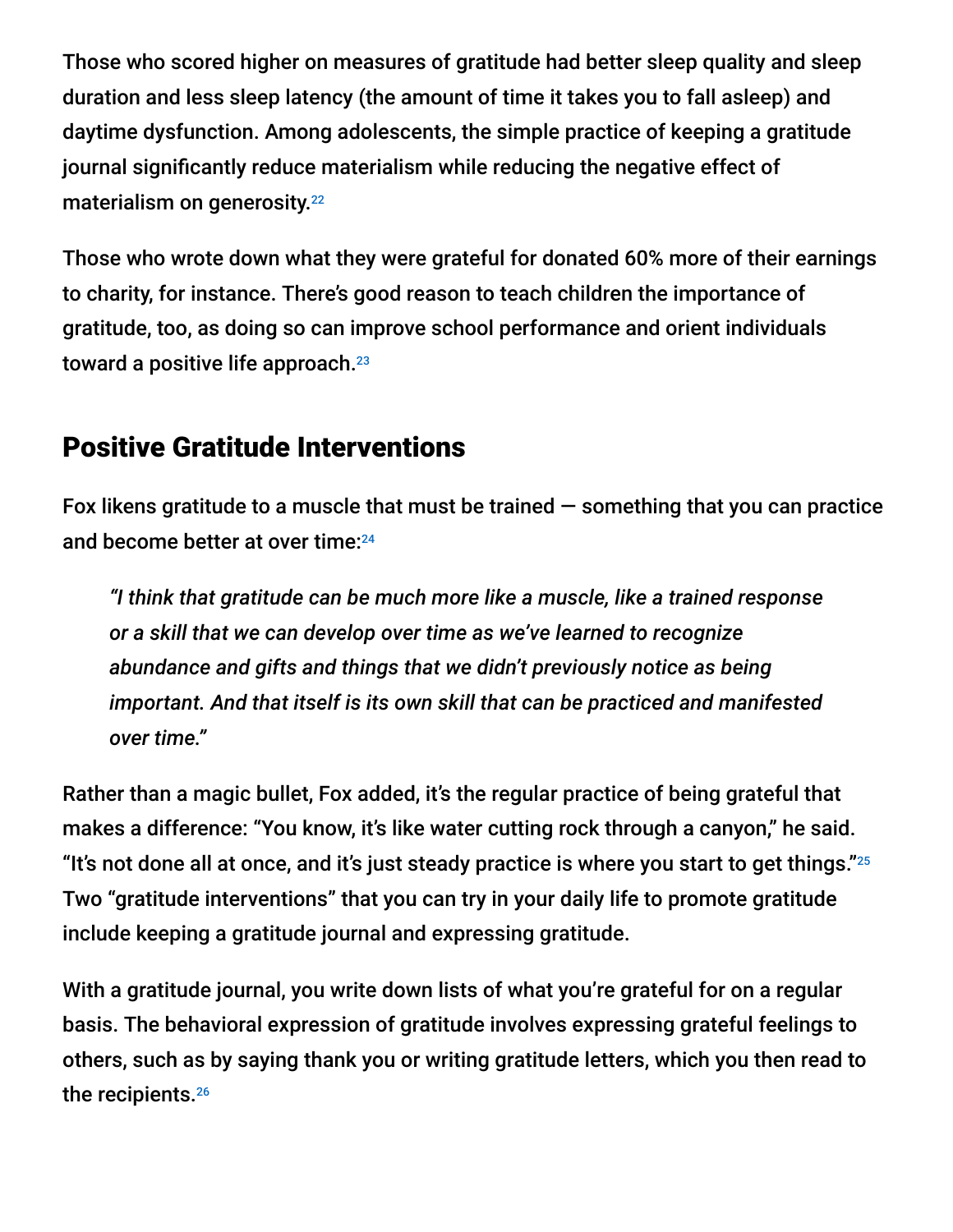Those who scored higher on measures of gratitude had better sleep quality and sleep duration and less sleep latency (the amount of time it takes you to fall asleep) and daytime dysfunction. Among adolescents, the simple practice of keeping a gratitude journal significantly reduce materialism while reducing the negative effect of materialism on generosity.[22]

Those who wrote down what they were grateful for donated 60% more of their earnings to charity, for instance. There's good reason to teach children the importance of gratitude, too, as doing so can improve school performance and orient individuals toward a positive life approach.[23]

## Positive Gratitude Interventions

Fox likens gratitude to a muscle that must be trained — something that you can practice and become better at over time:[24]

> *"I think that gratitude can be much more like a muscle, like a trained response or a skill that we can develop over time as we've learned to recognize abundance and gifts and things that we didn't previously notice as being important. And that itself is its own skill that can be practiced and manifested over time."*

Rather than a magic bullet, Fox added, it's the regular practice of being grateful that makes a difference: "You know, it's like water cutting rock through a canyon," he said. "It's not done all at once, and it's just steady practice is where you start to get things."[25] Two "gratitude interventions" that you can try in your daily life to promote gratitude include keeping a gratitude journal and expressing gratitude.

With a gratitude journal, you write down lists of what you're grateful for on a regular basis. The behavioral expression of gratitude involves expressing grateful feelings to others, such as by saying thank you or writing gratitude letters, which you then read to the recipients.[26]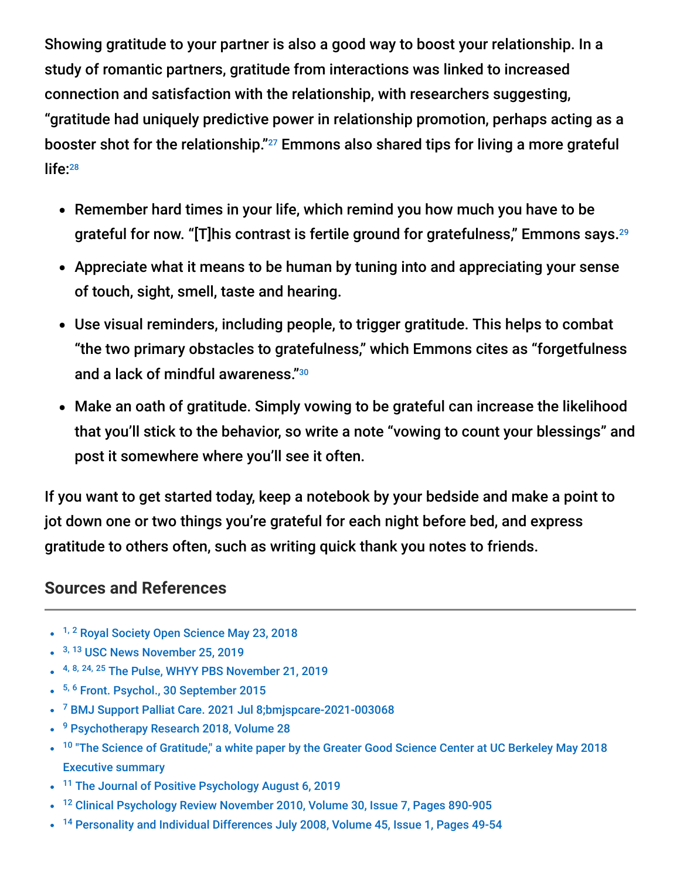Showing gratitude to your partner is also a good way to boost your relationship. In a study of romantic partners, gratitude from interactions was linked to increased connection and satisfaction with the relationship, with researchers suggesting, "gratitude had uniquely predictive power in relationship promotion, perhaps acting as a booster shot for the relationship."[27] Emmons also shared tips for living a more grateful life:[28]

- Remember hard times in your life, which remind you how much you have to be grateful for now. "[T]his contrast is fertile ground for gratefulness," Emmons says.[29]
- Appreciate what it means to be human by tuning into and appreciating your sense of touch, sight, smell, taste and hearing.
- Use visual reminders, including people, to trigger gratitude. This helps to combat "the two primary obstacles to gratefulness," which Emmons cites as "forgetfulness and a lack of mindful awareness."[30]
- Make an oath of gratitude. Simply vowing to be grateful can increase the likelihood that you'll stick to the behavior, so write a note "vowing to count your blessings" and post it somewhere where you'll see it often.

If you want to get started today, keep a notebook by your bedside and make a point to jot down one or two things you're grateful for each night before bed, and express gratitude to others often, such as writing quick thank you notes to friends.

## Sources and References

- [1, 2] Royal Society Open Science May 23, 2018
- [3, 13] USC News November 25, 2019
- [4, 8, 24, 25] The Pulse, WHYY PBS November 21, 2019
- [5, 6] Front. Psychol., 30 September 2015
- [7] BMJ Support Palliat Care. 2021 Jul 8;bmjspcare-2021-003068
- [9] Psychotherapy Research 2018, Volume 28
- [10] "The Science of Gratitude," a white paper by the Greater Good Science Center at UC Berkeley May 2018 Executive summary
- [11] The Journal of Positive Psychology August 6, 2019
- [12] Clinical Psychology Review November 2010, Volume 30, Issue 7, Pages 890-905
- [14] Personality and Individual Differences July 2008, Volume 45, Issue 1, Pages 49-54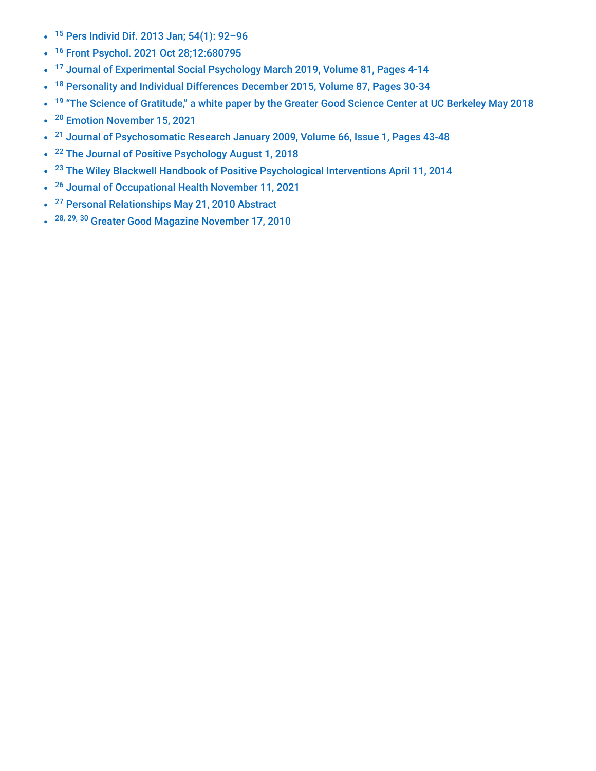- [15] Pers Individ Dif. 2013 Jan; 54(1): 92–96
- [16] Front Psychol. 2021 Oct 28;12:680795
- [17] Journal of Experimental Social Psychology March 2019, Volume 81, Pages 4-14
- [18] Personality and Individual Differences December 2015, Volume 87, Pages 30-34
- [19] "The Science of Gratitude," a white paper by the Greater Good Science Center at UC Berkeley May 2018
- [20] Emotion November 15, 2021
- [21] Journal of Psychosomatic Research January 2009, Volume 66, Issue 1, Pages 43-48
- [22] The Journal of Positive Psychology August 1, 2018
- [23] The Wiley Blackwell Handbook of Positive Psychological Interventions April 11, 2014
- [26] Journal of Occupational Health November 11, 2021
- [27] Personal Relationships May 21, 2010 Abstract
- [28, 29, 30] Greater Good Magazine November 17, 2010